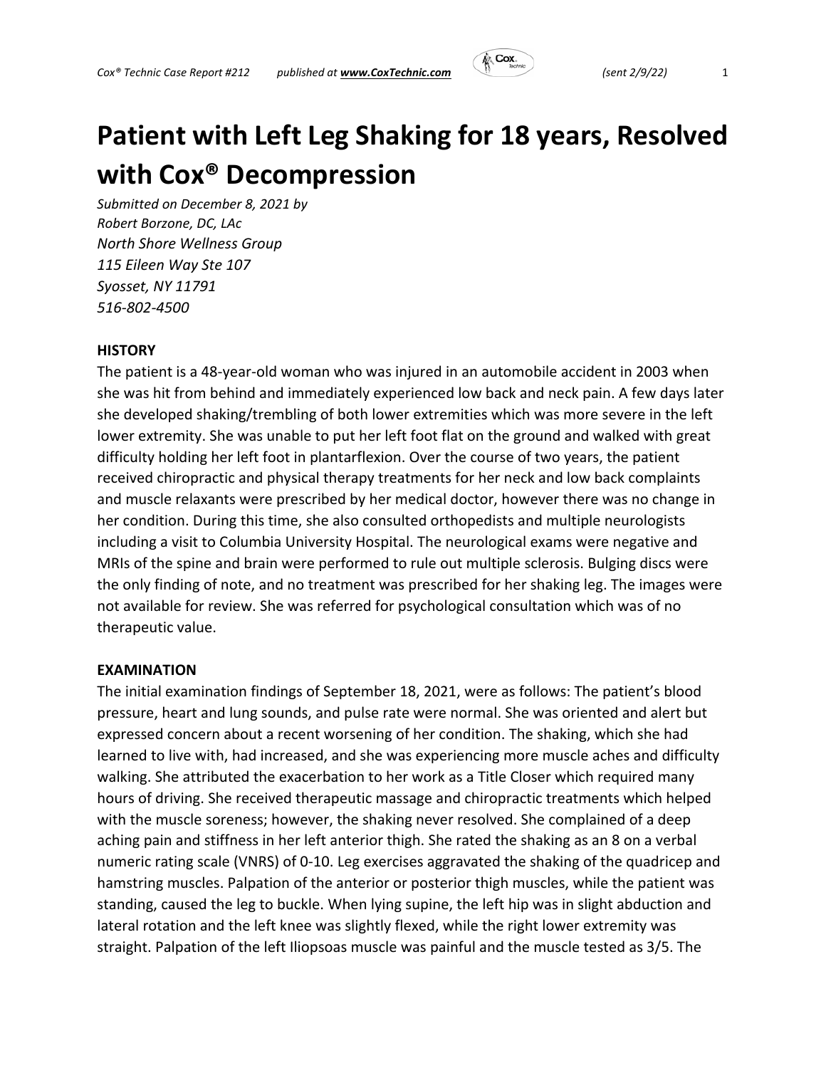# Patient with Left Leg Shaking for 18 years, Resolved with Cox® Decompression

*Submitted on December 8, 2021 by*
*Robert Borzone, DC, LAc*
*North Shore Wellness Group*
*115 Eileen Way Ste 107*
*Syosset, NY 11791*
*516-802-4500*

## HISTORY

The patient is a 48-year-old woman who was injured in an automobile accident in 2003 when she was hit from behind and immediately experienced low back and neck pain. A few days later she developed shaking/trembling of both lower extremities which was more severe in the left lower extremity. She was unable to put her left foot flat on the ground and walked with great difficulty holding her left foot in plantarflexion. Over the course of two years, the patient received chiropractic and physical therapy treatments for her neck and low back complaints and muscle relaxants were prescribed by her medical doctor, however there was no change in her condition. During this time, she also consulted orthopedists and multiple neurologists including a visit to Columbia University Hospital. The neurological exams were negative and MRIs of the spine and brain were performed to rule out multiple sclerosis. Bulging discs were the only finding of note, and no treatment was prescribed for her shaking leg. The images were not available for review. She was referred for psychological consultation which was of no therapeutic value.

## EXAMINATION

The initial examination findings of September 18, 2021, were as follows: The patient's blood pressure, heart and lung sounds, and pulse rate were normal. She was oriented and alert but expressed concern about a recent worsening of her condition. The shaking, which she had learned to live with, had increased, and she was experiencing more muscle aches and difficulty walking. She attributed the exacerbation to her work as a Title Closer which required many hours of driving. She received therapeutic massage and chiropractic treatments which helped with the muscle soreness; however, the shaking never resolved. She complained of a deep aching pain and stiffness in her left anterior thigh. She rated the shaking as an 8 on a verbal numeric rating scale (VNRS) of 0-10. Leg exercises aggravated the shaking of the quadricep and hamstring muscles. Palpation of the anterior or posterior thigh muscles, while the patient was standing, caused the leg to buckle. When lying supine, the left hip was in slight abduction and lateral rotation and the left knee was slightly flexed, while the right lower extremity was straight. Palpation of the left Iliopsoas muscle was painful and the muscle tested as 3/5. The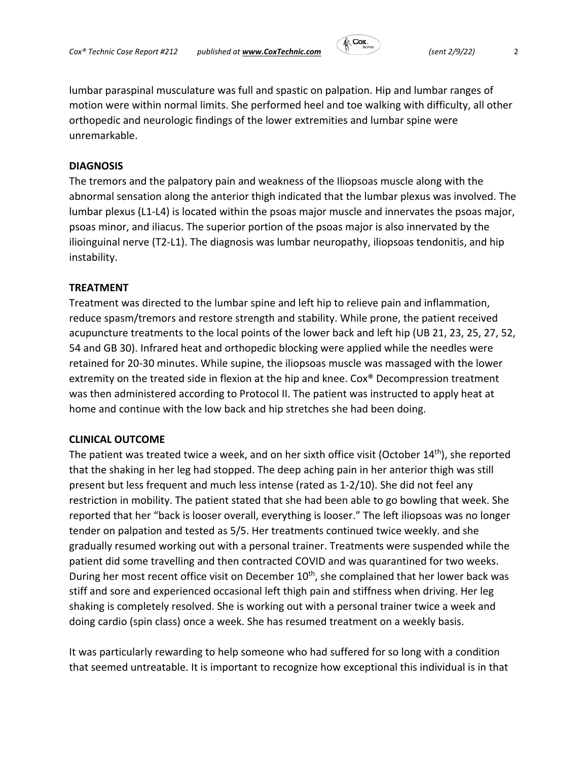lumbar paraspinal musculature was full and spastic on palpation. Hip and lumbar ranges of motion were within normal limits. She performed heel and toe walking with difficulty, all other orthopedic and neurologic findings of the lower extremities and lumbar spine were unremarkable.

**DIAGNOSIS**

The tremors and the palpatory pain and weakness of the Iliopsoas muscle along with the abnormal sensation along the anterior thigh indicated that the lumbar plexus was involved. The lumbar plexus (L1-L4) is located within the psoas major muscle and innervates the psoas major, psoas minor, and iliacus. The superior portion of the psoas major is also innervated by the ilioinguinal nerve (T2-L1). The diagnosis was lumbar neuropathy, iliopsoas tendonitis, and hip instability.

**TREATMENT**

Treatment was directed to the lumbar spine and left hip to relieve pain and inflammation, reduce spasm/tremors and restore strength and stability. While prone, the patient received acupuncture treatments to the local points of the lower back and left hip (UB 21, 23, 25, 27, 52, 54 and GB 30). Infrared heat and orthopedic blocking were applied while the needles were retained for 20-30 minutes. While supine, the iliopsoas muscle was massaged with the lower extremity on the treated side in flexion at the hip and knee. Cox® Decompression treatment was then administered according to Protocol II. The patient was instructed to apply heat at home and continue with the low back and hip stretches she had been doing.

**CLINICAL OUTCOME**

The patient was treated twice a week, and on her sixth office visit (October 14th), she reported that the shaking in her leg had stopped. The deep aching pain in her anterior thigh was still present but less frequent and much less intense (rated as 1-2/10). She did not feel any restriction in mobility. The patient stated that she had been able to go bowling that week. She reported that her "back is looser overall, everything is looser." The left iliopsoas was no longer tender on palpation and tested as 5/5. Her treatments continued twice weekly. and she gradually resumed working out with a personal trainer. Treatments were suspended while the patient did some travelling and then contracted COVID and was quarantined for two weeks. During her most recent office visit on December 10th, she complained that her lower back was stiff and sore and experienced occasional left thigh pain and stiffness when driving. Her leg shaking is completely resolved. She is working out with a personal trainer twice a week and doing cardio (spin class) once a week. She has resumed treatment on a weekly basis.

It was particularly rewarding to help someone who had suffered for so long with a condition that seemed untreatable. It is important to recognize how exceptional this individual is in that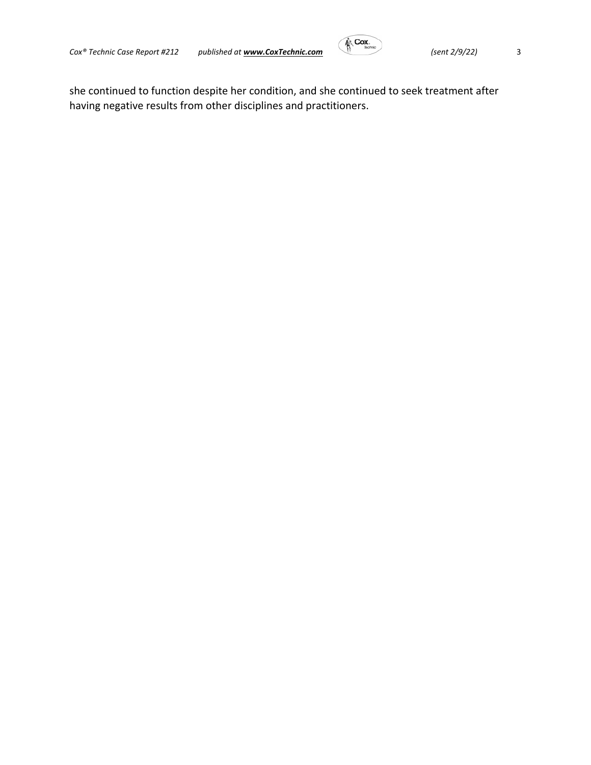she continued to function despite her condition, and she continued to seek treatment after having negative results from other disciplines and practitioners.